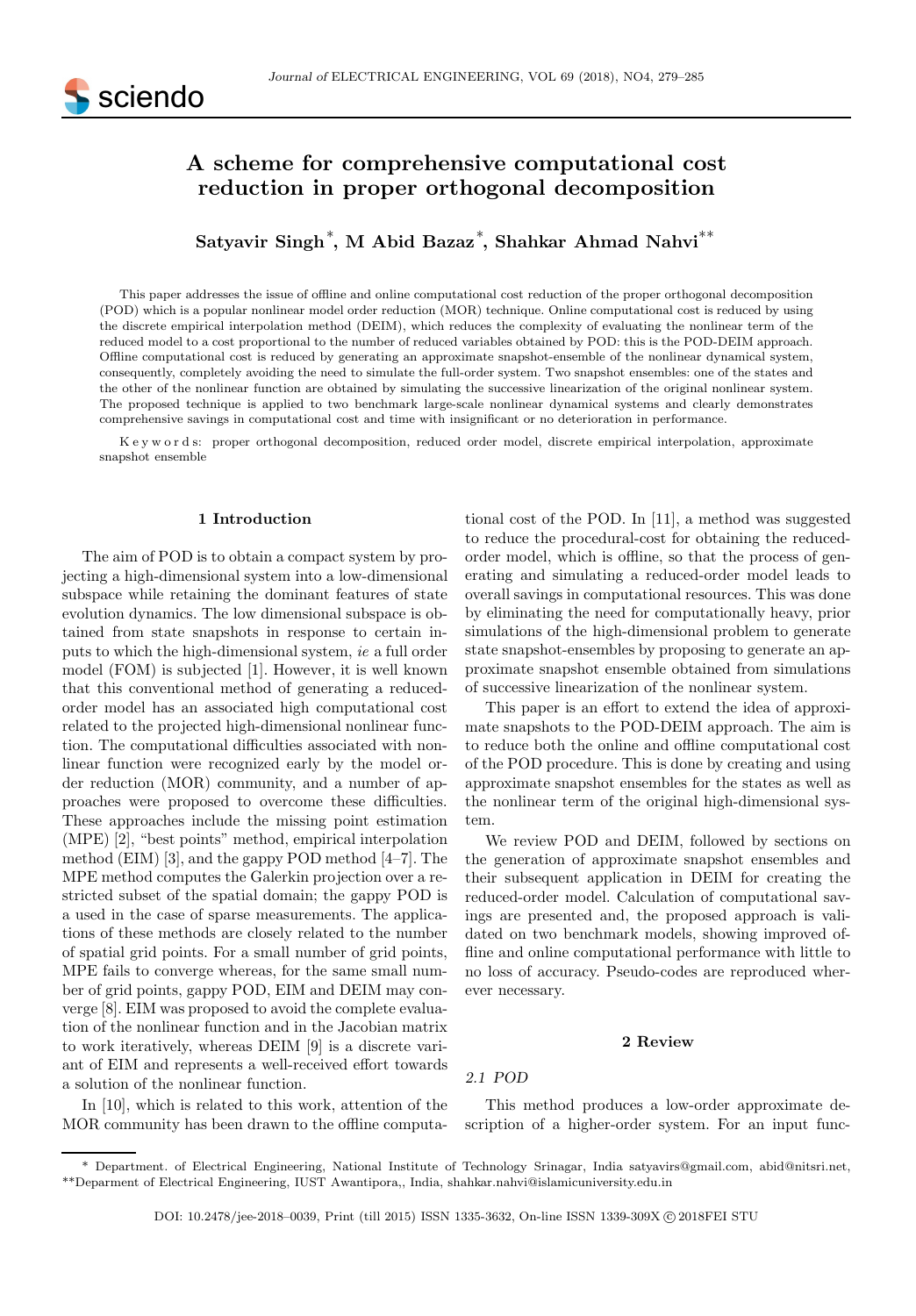# A scheme for comprehensive computational cost reduction in proper orthogonal decomposition

**Satyavir Singh**[*], **M Abid Bazaz**[*], **Shahkar Ahmad Nahvi**[**]

This paper addresses the issue of offline and online computational cost reduction of the proper orthogonal decomposition (POD) which is a popular nonlinear model order reduction (MOR) technique. Online computational cost is reduced by using the discrete empirical interpolation method (DEIM), which reduces the complexity of evaluating the nonlinear term of the reduced model to a cost proportional to the number of reduced variables obtained by POD: this is the POD-DEIM approach. Offline computational cost is reduced by generating an approximate snapshot-ensemble of the nonlinear dynamical system, consequently, completely avoiding the need to simulate the full-order system. Two snapshot ensembles: one of the states and the other of the nonlinear function are obtained by simulating the successive linearization of the original nonlinear system. The proposed technique is applied to two benchmark large-scale nonlinear dynamical systems and clearly demonstrates comprehensive savings in computational cost and time with insignificant or no deterioration in performance.

K e y w o r d s: proper orthogonal decomposition, reduced order model, discrete empirical interpolation, approximate snapshot ensemble

## 1 Introduction

The aim of POD is to obtain a compact system by projecting a high-dimensional system into a low-dimensional subspace while retaining the dominant features of state evolution dynamics. The low dimensional subspace is obtained from state snapshots in response to certain inputs to which the high-dimensional system, *ie* a full order model (FOM) is subjected [1]. However, it is well known that this conventional method of generating a reduced-order model has an associated high computational cost related to the projected high-dimensional nonlinear function. The computational difficulties associated with nonlinear function were recognized early by the model order reduction (MOR) community, and a number of approaches were proposed to overcome these difficulties. These approaches include the missing point estimation (MPE) [2], "best points" method, empirical interpolation method (EIM) [3], and the gappy POD method [4–7]. The MPE method computes the Galerkin projection over a restricted subset of the spatial domain; the gappy POD is a used in the case of sparse measurements. The applications of these methods are closely related to the number of spatial grid points. For a small number of grid points, MPE fails to converge whereas, for the same small number of grid points, gappy POD, EIM and DEIM may converge [8]. EIM was proposed to avoid the complete evaluation of the nonlinear function and in the Jacobian matrix to work iteratively, whereas DEIM [9] is a discrete variant of EIM and represents a well-received effort towards a solution of the nonlinear function.

In [10], which is related to this work, attention of the MOR community has been drawn to the offline computational cost of the POD. In [11], a method was suggested to reduce the procedural-cost for obtaining the reduced-order model, which is offline, so that the process of generating and simulating a reduced-order model leads to overall savings in computational resources. This was done by eliminating the need for computationally heavy, prior simulations of the high-dimensional problem to generate state snapshot-ensembles by proposing to generate an approximate snapshot ensemble obtained from simulations of successive linearization of the nonlinear system.

This paper is an effort to extend the idea of approximate snapshots to the POD-DEIM approach. The aim is to reduce both the online and offline computational cost of the POD procedure. This is done by creating and using approximate snapshot ensembles for the states as well as the nonlinear term of the original high-dimensional system.

We review POD and DEIM, followed by sections on the generation of approximate snapshot ensembles and their subsequent application in DEIM for creating the reduced-order model. Calculation of computational savings are presented and, the proposed approach is validated on two benchmark models, showing improved offline and online computational performance with little to no loss of accuracy. Pseudo-codes are reproduced wherever necessary.

## 2 Review

### 2.1 POD

This method produces a low-order approximate description of a higher-order system. For an input func-

---

[*] Department. of Electrical Engineering, National Institute of Technology Srinagar, India satyavirs@gmail.com, abid@nitsri.net, [**]Deparment of Electrical Engineering, IUST Awantipora,, India, shahkar.nahvi@islamicuniversity.edu.in

DOI: 10.2478/jee-2018–0039, Print (till 2015) ISSN 1335-3632, On-line ISSN 1339-309X © 2018FEI STU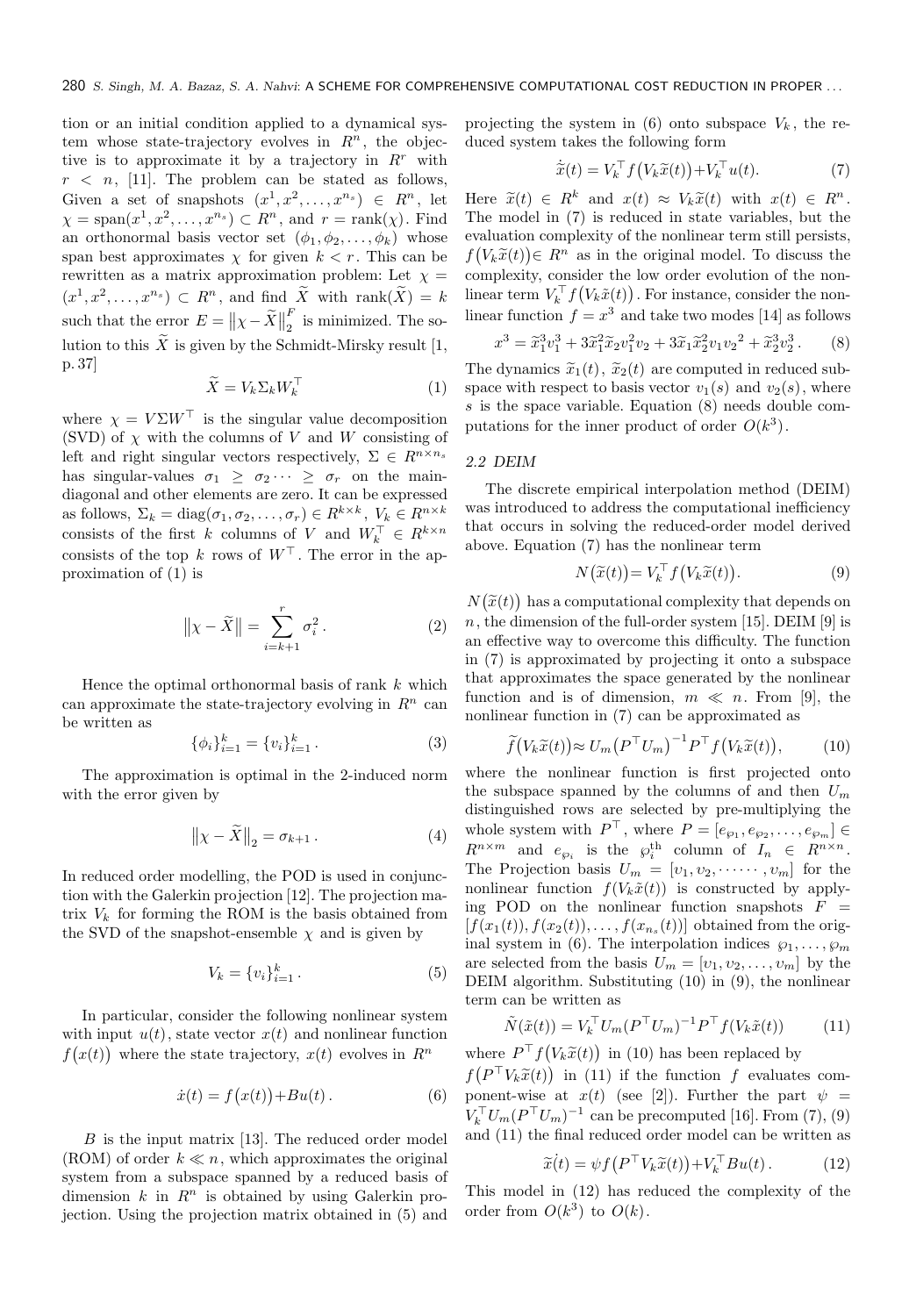tion or an initial condition applied to a dynamical system whose state-trajectory evolves in $R^n$, the objective is to approximate it by a trajectory in $R^r$ with $r < n$, [11]. The problem can be stated as follows, Given a set of snapshots $(x^1, x^2, \ldots, x^{n_s}) \in R^n$, let $\chi = \text{span}(x^1, x^2, \ldots, x^{n_s}) \subset R^n$, and $r = \text{rank}(\chi)$. Find an orthonormal basis vector set $(\phi_1, \phi_2, \ldots, \phi_k)$ whose span best approximates $\chi$ for given $k < r$. This can be rewritten as a matrix approximation problem: Let $\chi = (x^1, x^2, \ldots, x^{n_s}) \subset R^n$, and find $\widetilde{X}$ with $\text{rank}(\widetilde{X}) = k$ such that the error $E = \|\chi - \widetilde{X}\|_2^F$ is minimized. The solution to this $\widetilde{X}$ is given by the Schmidt-Mirsky result [1, p. 37]

$$\widetilde{X} = V_k \Sigma_k W_k^\top \tag{1}$$

where $\chi = V \Sigma W^\top$ is the singular value decomposition (SVD) of $\chi$ with the columns of $V$ and $W$ consisting of left and right singular vectors respectively, $\Sigma \in R^{n \times n_s}$ has singular-values $\sigma_1 \geq \sigma_2 \cdots \geq \sigma_r$ on the main-diagonal and other elements are zero. It can be expressed as follows, $\Sigma_k = \text{diag}(\sigma_1, \sigma_2, \ldots, \sigma_r) \in R^{k \times k}$, $V_k \in R^{n \times k}$ consists of the first $k$ columns of $V$ and $W_k^\top \in R^{k \times n}$ consists of the top $k$ rows of $W^\top$. The error in the approximation of (1) is

$$\|\chi - \widetilde{X}\| = \sum_{i=k+1}^{r} \sigma_i^2 \,. \tag{2}$$

Hence the optimal orthonormal basis of rank $k$ which can approximate the state-trajectory evolving in $R^n$ can be written as

$$\{\phi_i\}_{i=1}^k = \{v_i\}_{i=1}^k \,. \tag{3}$$

The approximation is optimal in the 2-induced norm with the error given by

$$\|\chi - \widetilde{X}\|_2 = \sigma_{k+1} \,. \tag{4}$$

In reduced order modelling, the POD is used in conjunction with the Galerkin projection [12]. The projection matrix $V_k$ for forming the ROM is the basis obtained from the SVD of the snapshot-ensemble $\chi$ and is given by

$$V_k = \{v_i\}_{i=1}^k \,. \tag{5}$$

In particular, consider the following nonlinear system with input $u(t)$, state vector $x(t)$ and nonlinear function $f\big(x(t)\big)$ where the state trajectory, $x(t)$ evolves in $R^n$

$$\dot{x}(t) = f\big(x(t)\big) + Bu(t) \,. \tag{6}$$

$B$ is the input matrix [13]. The reduced order model (ROM) of order $k \ll n$, which approximates the original system from a subspace spanned by a reduced basis of dimension $k$ in $R^n$ is obtained by using Galerkin projection. Using the projection matrix obtained in (5) and projecting the system in (6) onto subspace $V_k$, the reduced system takes the following form

$$\dot{\widetilde{x}}(t) = V_k^\top f\big(V_k \widetilde{x}(t)\big) + V_k^\top u(t). \tag{7}$$

Here $\widetilde{x}(t) \in R^k$ and $x(t) \approx V_k \widetilde{x}(t)$ with $x(t) \in R^n$. The model in (7) is reduced in state variables, but the evaluation complexity of the nonlinear term still persists, $f\big(V_k \widetilde{x}(t)\big) \in R^n$ as in the original model. To discuss the complexity, consider the low order evolution of the nonlinear term $V_k^\top f\big(V_k \tilde{x}(t)\big)$. For instance, consider the nonlinear function $f = x^3$ and take two modes [14] as follows

$$x^3 = \widetilde{x}_1^3 v_1^3 + 3\widetilde{x}_1^2 \widetilde{x}_2 v_1^2 v_2 + 3\widetilde{x}_1 \widetilde{x}_2^2 v_1 v_2{}^2 + \widetilde{x}_2^3 v_2^3 \,. \tag{8}$$

The dynamics $\widetilde{x}_1(t)$, $\widetilde{x}_2(t)$ are computed in reduced subspace with respect to basis vector $v_1(s)$ and $v_2(s)$, where $s$ is the space variable. Equation (8) needs double computations for the inner product of order $O(k^3)$.

### 2.2 DEIM

The discrete empirical interpolation method (DEIM) was introduced to address the computational inefficiency that occurs in solving the reduced-order model derived above. Equation (7) has the nonlinear term

$$N\big(\widetilde{x}(t)\big) = V_k^\top f\big(V_k \widetilde{x}(t)\big). \tag{9}$$

$N\big(\widetilde{x}(t)\big)$ has a computational complexity that depends on $n$, the dimension of the full-order system [15]. DEIM [9] is an effective way to overcome this difficulty. The function in (7) is approximated by projecting it onto a subspace that approximates the space generated by the nonlinear function and is of dimension, $m \ll n$. From [9], the nonlinear function in (7) can be approximated as

$$\widetilde{f}\big(V_k \widetilde{x}(t)\big) \approx U_m \big(P^\top U_m\big)^{-1} P^\top f\big(V_k \widetilde{x}(t)\big), \tag{10}$$

where the nonlinear function is first projected onto the subspace spanned by the columns of and then $U_m$ distinguished rows are selected by pre-multiplying the whole system with $P^\top$, where $P = [e_{\wp_1}, e_{\wp_2}, \ldots, e_{\wp_m}] \in R^{n \times m}$ and $e_{\wp_i}$ is the $\wp_i^{\text{th}}$ column of $I_n \in R^{n \times n}$. The Projection basis $U_m = [\upsilon_1, \upsilon_2, \cdots\cdots, \upsilon_m]$ for the nonlinear function $f(V_k \tilde{x}(t))$ is constructed by applying POD on the nonlinear function snapshots $F = [f(x_1(t)), f(x_2(t)), \ldots, f(x_{n_s}(t))]$ obtained from the original system in (6). The interpolation indices $\wp_1, \ldots, \wp_m$ are selected from the basis $U_m = [\upsilon_1, \upsilon_2, \ldots, \upsilon_m]$ by the DEIM algorithm. Substituting (10) in (9), the nonlinear term can be written as

$$\tilde{N}(\tilde{x}(t)) = V_k^\top U_m (P^\top U_m)^{-1} P^\top f(V_k \tilde{x}(t)) \tag{11}$$

where $P^\top f\big(V_k \widetilde{x}(t)\big)$ in (10) has been replaced by $f\big(P^\top V_k \widetilde{x}(t)\big)$ in (11) if the function $f$ evaluates component-wise at $x(t)$ (see [2]). Further the part $\psi = V_k^\top U_m (P^\top U_m)^{-1}$ can be precomputed [16]. From (7), (9) and (11) the final reduced order model can be written as

$$\dot{\widetilde{x}}(t) = \psi f\big(P^\top V_k \widetilde{x}(t)\big) + V_k^\top Bu(t) \,. \tag{12}$$

This model in (12) has reduced the complexity of the order from $O(k^3)$ to $O(k)$.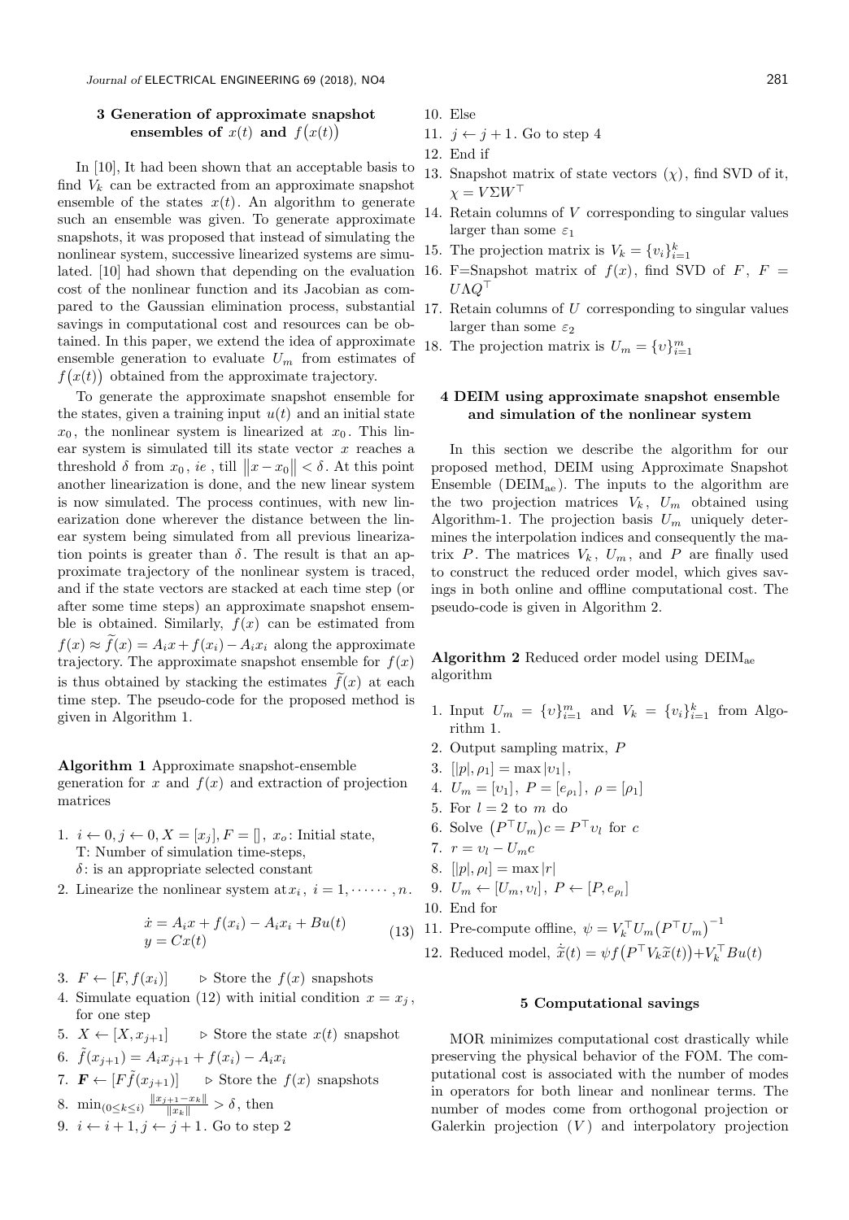## 3 Generation of approximate snapshot ensembles of $x(t)$ and $f\big(x(t)\big)$

In [10], It had been shown that an acceptable basis to find $V_k$ can be extracted from an approximate snapshot ensemble of the states $x(t)$. An algorithm to generate such an ensemble was given. To generate approximate snapshots, it was proposed that instead of simulating the nonlinear system, successive linearized systems are simulated. [10] had shown that depending on the evaluation cost of the nonlinear function and its Jacobian as compared to the Gaussian elimination process, substantial savings in computational cost and resources can be obtained. In this paper, we extend the idea of approximate ensemble generation to evaluate $U_m$ from estimates of $f\big(x(t)\big)$ obtained from the approximate trajectory.

To generate the approximate snapshot ensemble for the states, given a training input $u(t)$ and an initial state $x_0$, the nonlinear system is linearized at $x_0$. This linear system is simulated till its state vector $x$ reaches a threshold $\delta$ from $x_0$, *ie* , till $\|x - x_0\| < \delta$. At this point another linearization is done, and the new linear system is now simulated. The process continues, with new linearization done wherever the distance between the linear system being simulated from all previous linearization points is greater than $\delta$. The result is that an approximate trajectory of the nonlinear system is traced, and if the state vectors are stacked at each time step (or after some time steps) an approximate snapshot ensemble is obtained. Similarly, $f(x)$ can be estimated from $f(x) \approx \widetilde{f}(x) = A_i x + f(x_i) - A_i x_i$ along the approximate trajectory. The approximate snapshot ensemble for $f(x)$ is thus obtained by stacking the estimates $\widetilde{f}(x)$ at each time step. The pseudo-code for the proposed method is given in Algorithm 1.

**Algorithm 1** Approximate snapshot-ensemble generation for $x$ and $f(x)$ and extraction of projection matrices

1. $i \leftarrow 0, j \leftarrow 0, X = [x_j], F = [\,]$, $x_o$: Initial state,
   T: Number of simulation time-steps,
   $\delta$: is an appropriate selected constant
2. Linearize the nonlinear system at $x_i$, $i = 1, \cdots\cdots, n$.

$$\begin{aligned} \dot{x} &= A_i x + f(x_i) - A_i x_i + Bu(t) \\ y &= Cx(t) \end{aligned} \tag{13}$$

3. $F \leftarrow [F, f(x_i)]$ $\quad\triangleright$ Store the $f(x)$ snapshots
4. Simulate equation (12) with initial condition $x = x_j$, for one step
5. $X \leftarrow [X, x_{j+1}]$ $\quad\triangleright$ Store the state $x(t)$ snapshot
6. $\tilde{f}(x_{j+1}) = A_i x_{j+1} + f(x_i) - A_i x_i$
7. $\boldsymbol{F} \leftarrow [F \tilde{f}(x_{j+1})]$ $\quad\triangleright$ Store the $f(x)$ snapshots
8. $\min_{(0 \le k \le i)} \frac{\|x_{j+1} - x_k\|}{\|x_k\|} > \delta$, then
9. $i \leftarrow i+1, j \leftarrow j+1$. Go to step 2
10. Else
11. $j \leftarrow j+1$. Go to step 4
12. End if
13. Snapshot matrix of state vectors $(\chi)$, find SVD of it, $\chi = V \Sigma W^\top$
14. Retain columns of $V$ corresponding to singular values larger than some $\varepsilon_1$
15. The projection matrix is $V_k = \{v_i\}_{i=1}^{k}$
16. F=Snapshot matrix of $f(x)$, find SVD of $F$, $F = U \Lambda Q^\top$
17. Retain columns of $U$ corresponding to singular values larger than some $\varepsilon_2$
18. The projection matrix is $U_m = \{\upsilon\}_{i=1}^{m}$

## 4 DEIM using approximate snapshot ensemble and simulation of the nonlinear system

In this section we describe the algorithm for our proposed method, DEIM using Approximate Snapshot Ensemble ($\text{DEIM}_{\text{ae}}$). The inputs to the algorithm are the two projection matrices $V_k$, $U_m$ obtained using Algorithm-1. The projection basis $U_m$ uniquely determines the interpolation indices and consequently the matrix $P$. The matrices $V_k$, $U_m$, and $P$ are finally used to construct the reduced order model, which gives savings in both online and offline computational cost. The pseudo-code is given in Algorithm 2.

**Algorithm 2** Reduced order model using $\text{DEIM}_{\text{ae}}$ algorithm

1. Input $U_m = \{\upsilon\}_{i=1}^{m}$ and $V_k = \{v_i\}_{i=1}^{k}$ from Algorithm 1.
2. Output sampling matrix, $P$
3. $[|p|, \rho_1] = \max |\upsilon_1|$,
4. $U_m = [\upsilon_1]$, $P = [e_{\rho_1}]$, $\rho = [\rho_1]$
5. For $l = 2$ to $m$ do
6. Solve $\big(P^\top U_m\big) c = P^\top \upsilon_l$ for $c$
7. $r = \upsilon_l - U_m c$
8. $[|p|, \rho_l] = \max |r|$
9. $U_m \leftarrow [U_m, \upsilon_l]$, $P \leftarrow [P, e_{\rho_l}]$
10. End for
11. Pre-compute offline, $\psi = V_k^\top U_m \big(P^\top U_m\big)^{-1}$
12. Reduced model, $\dot{\widetilde{x}}(t) = \psi f\big(P^\top V_k \widetilde{x}(t)\big) + V_k^\top Bu(t)$

## 5 Computational savings

MOR minimizes computational cost drastically while preserving the physical behavior of the FOM. The computational cost is associated with the number of modes in operators for both linear and nonlinear terms. The number of modes come from orthogonal projection or Galerkin projection $(V)$ and interpolatory projection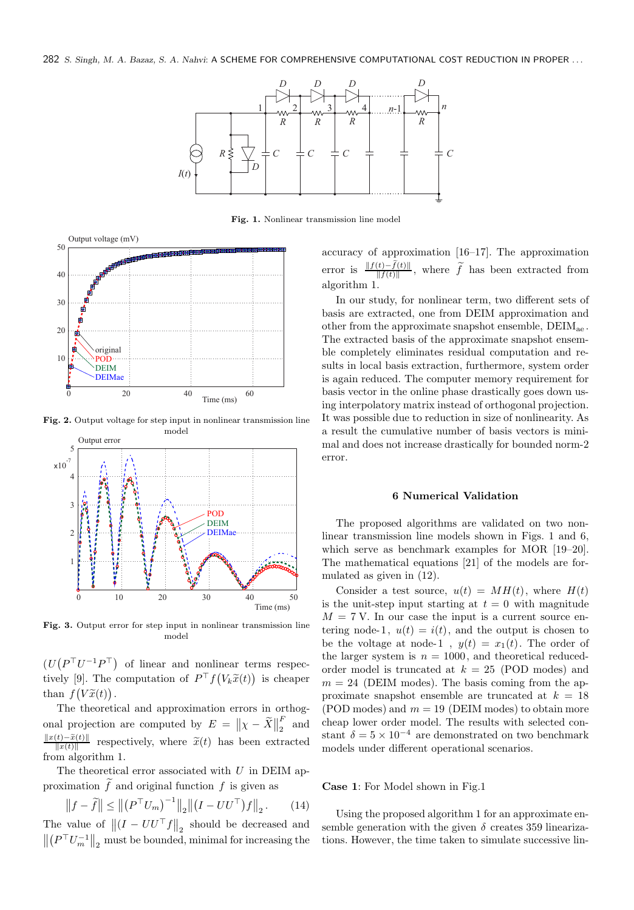Fig. 1. Nonlinear transmission line model

Fig. 2. Output voltage for step input in nonlinear transmission line model

Fig. 3. Output error for step input in nonlinear transmission line model

$\left(U\left(P^{\top}U^{-1}P^{\top}\right)\right.$ of linear and nonlinear terms respectively [9]. The computation of $P^{\top}f\left(V_k\widetilde{x}(t)\right)$ is cheaper than $f\left(V\widetilde{x}(t)\right)$.

The theoretical and approximation errors in orthogonal projection are computed by $E = \left\|\chi - \widetilde{X}\right\|_2^F$ and $\frac{\|x(t)-\widetilde{x}(t)\|}{\|x(t)\|}$ respectively, where $\widetilde{x}(t)$ has been extracted from algorithm 1.

The theoretical error associated with $U$ in DEIM approximation $\widetilde{f}$ and original function $f$ is given as

$$\left\|f - \widetilde{f}\right\| \leq \left\|\left(P^{\top}U_m\right)^{-1}\right\|_2 \left\|\left(I - UU^{\top}\right)f\right\|_2. \qquad (14)$$

The value of $\left\|\left(I - UU^{\top}f\right\|_2$ should be decreased and $\left\|\left(P^{\top}U_m^{-1}\right\|_2$ must be bounded, minimal for increasing the accuracy of approximation [16–17]. The approximation error is $\frac{\|f(t)-\widetilde{f}(t)\|}{\|f(t)\|}$, where $\widetilde{f}$ has been extracted from algorithm 1.

In our study, for nonlinear term, two different sets of basis are extracted, one from DEIM approximation and other from the approximate snapshot ensemble, $\text{DEIM}_{\text{ae}}$. The extracted basis of the approximate snapshot ensemble completely eliminates residual computation and results in local basis extraction, furthermore, system order is again reduced. The computer memory requirement for basis vector in the online phase drastically goes down using interpolatory matrix instead of orthogonal projection. It was possible due to reduction in size of nonlinearity. As a result the cumulative number of basis vectors is minimal and does not increase drastically for bounded norm-2 error.

## 6 Numerical Validation

The proposed algorithms are validated on two nonlinear transmission line models shown in Figs. 1 and 6, which serve as benchmark examples for MOR [19–20]. The mathematical equations [21] of the models are formulated as given in (12).

Consider a test source, $u(t) = MH(t)$, where $H(t)$ is the unit-step input starting at $t = 0$ with magnitude $M = 7$ V. In our case the input is a current source entering node-1, $u(t) = i(t)$, and the output is chosen to be the voltage at node-1, $y(t) = x_1(t)$. The order of the larger system is $n = 1000$, and theoretical reduced-order model is truncated at $k = 25$ (POD modes) and $m = 24$ (DEIM modes). The basis coming from the approximate snapshot ensemble are truncated at $k = 18$ (POD modes) and $m = 19$ (DEIM modes) to obtain more cheap lower order model. The results with selected constant $\delta = 5 \times 10^{-4}$ are demonstrated on two benchmark models under different operational scenarios.

**Case 1**: For Model shown in Fig.1

Using the proposed algorithm 1 for an approximate ensemble generation with the given $\delta$ creates 359 linearizations. However, the time taken to simulate successive lin-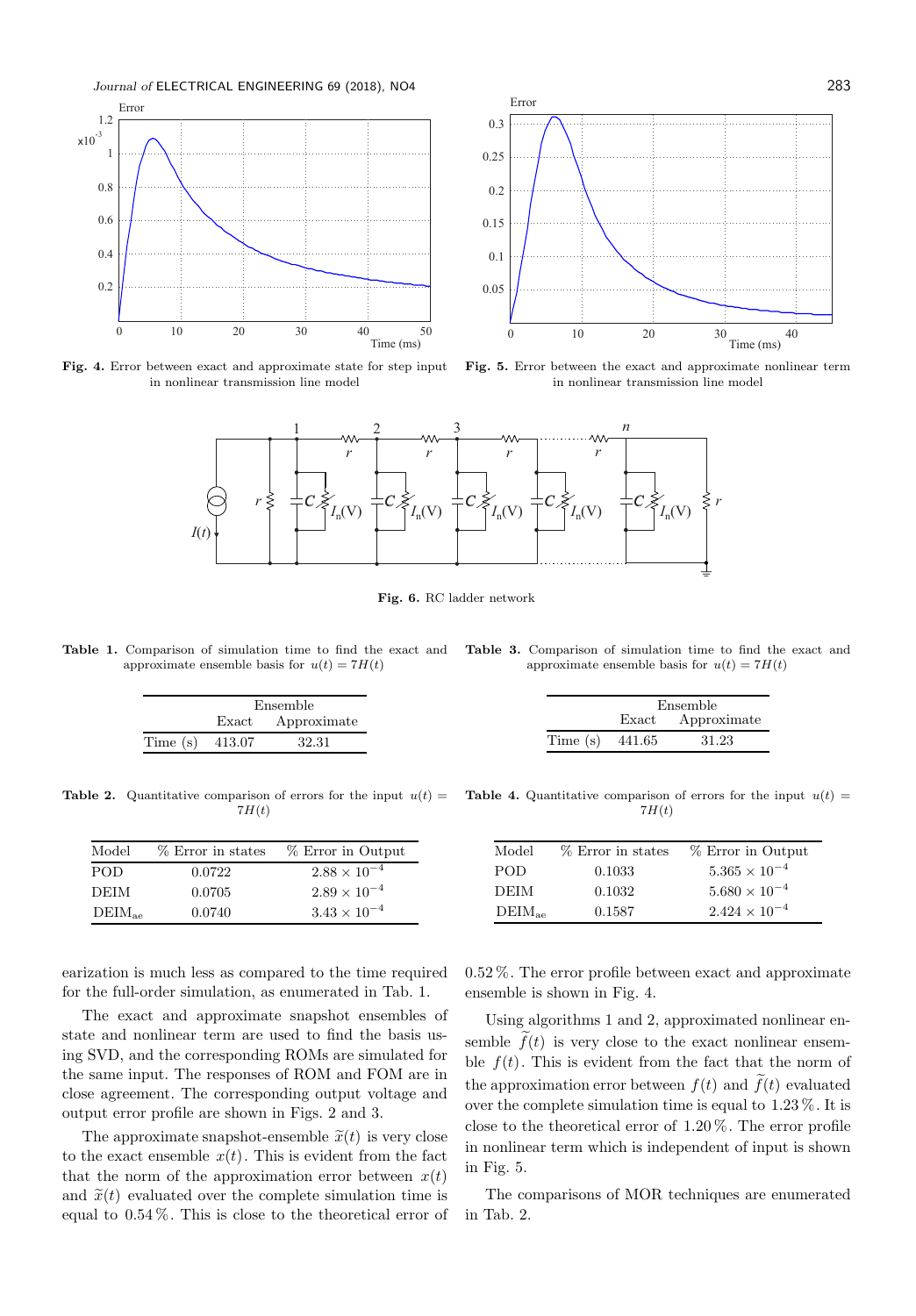Fig. 4. Error between exact and approximate state for step input in nonlinear transmission line model

Fig. 5. Error between the exact and approximate nonlinear term in nonlinear transmission line model

Fig. 6. RC ladder network

Table 1. Comparison of simulation time to find the exact and approximate ensemble basis for $u(t) = 7H(t)$

| | Ensemble | |
|---|---|---|
| | Exact | Approximate |
| Time (s) | 413.07 | 32.31 |

Table 2. Quantitative comparison of errors for the input $u(t) = 7H(t)$

| Model | % Error in states | % Error in Output |
|---|---|---|
| POD | 0.0722 | $2.88 \times 10^{-4}$ |
| DEIM | 0.0705 | $2.89 \times 10^{-4}$ |
| $\mathrm{DEIM_{ae}}$ | 0.0740 | $3.43 \times 10^{-4}$ |

Table 3. Comparison of simulation time to find the exact and approximate ensemble basis for $u(t) = 7H(t)$

| | Ensemble | |
|---|---|---|
| | Exact | Approximate |
| Time (s) | 441.65 | 31.23 |

Table 4. Quantitative comparison of errors for the input $u(t) = 7H(t)$

| Model | % Error in states | % Error in Output |
|---|---|---|
| POD | 0.1033 | $5.365 \times 10^{-4}$ |
| DEIM | 0.1032 | $5.680 \times 10^{-4}$ |
| $\mathrm{DEIM_{ae}}$ | 0.1587 | $2.424 \times 10^{-4}$ |

earization is much less as compared to the time required for the full-order simulation, as enumerated in Tab. 1.

The exact and approximate snapshot ensembles of state and nonlinear term are used to find the basis using SVD, and the corresponding ROMs are simulated for the same input. The responses of ROM and FOM are in close agreement. The corresponding output voltage and output error profile are shown in Figs. 2 and 3.

The approximate snapshot-ensemble $\widetilde{x}(t)$ is very close to the exact ensemble $x(t)$. This is evident from the fact that the norm of the approximation error between $x(t)$ and $\widetilde{x}(t)$ evaluated over the complete simulation time is equal to 0.54 %. This is close to the theoretical error of 0.52 %. The error profile between exact and approximate ensemble is shown in Fig. 4.

Using algorithms 1 and 2, approximated nonlinear ensemble $\widetilde{f}(t)$ is very close to the exact nonlinear ensemble $f(t)$. This is evident from the fact that the norm of the approximation error between $f(t)$ and $\widetilde{f}(t)$ evaluated over the complete simulation time is equal to 1.23 %. It is close to the theoretical error of 1.20 %. The error profile in nonlinear term which is independent of input is shown in Fig. 5.

The comparisons of MOR techniques are enumerated in Tab. 2.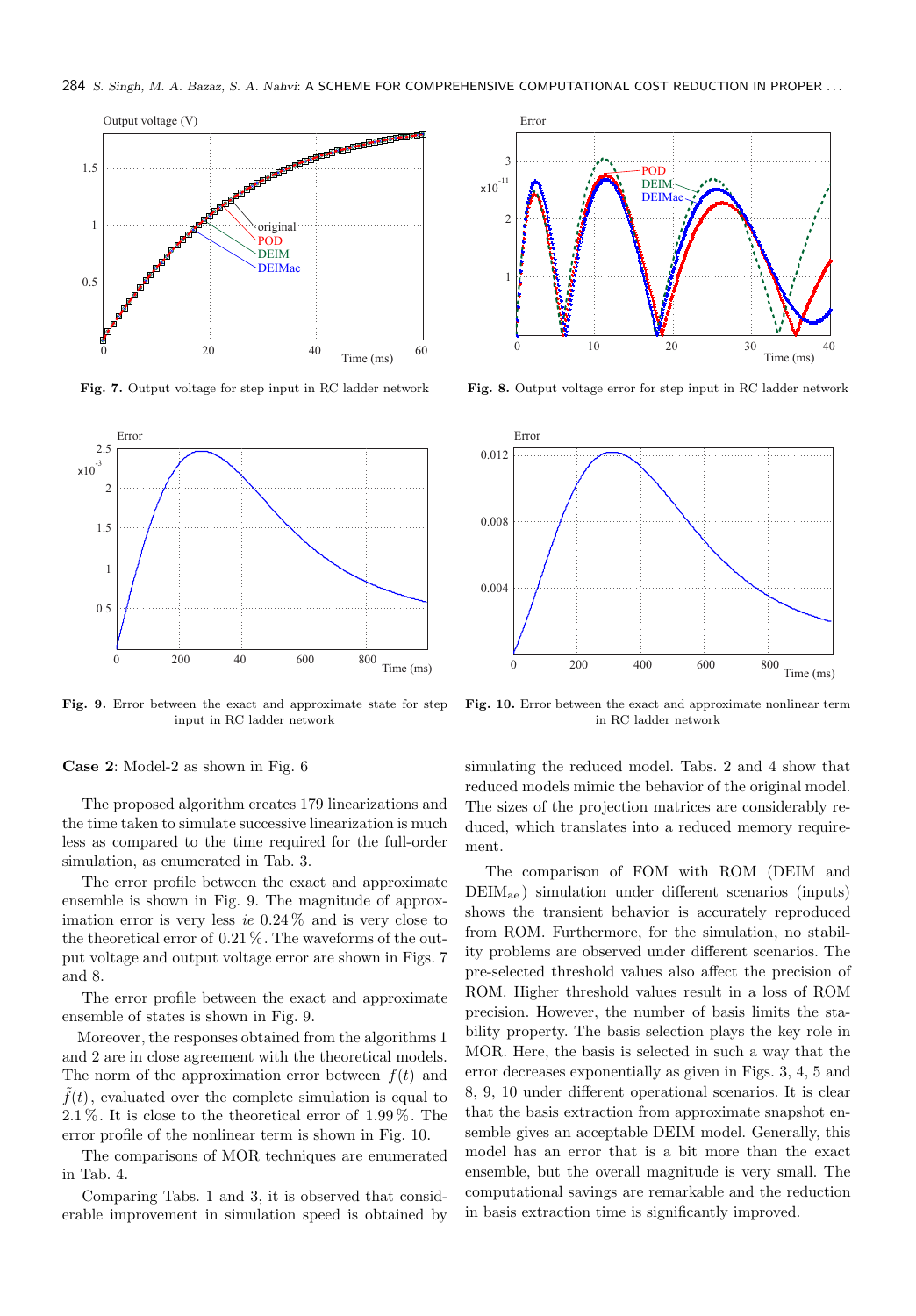Fig. 7. Output voltage for step input in RC ladder network

Fig. 8. Output voltage error for step input in RC ladder network

Fig. 9. Error between the exact and approximate state for step input in RC ladder network

Fig. 10. Error between the exact and approximate nonlinear term in RC ladder network

**Case 2**: Model-2 as shown in Fig. 6

The proposed algorithm creates 179 linearizations and the time taken to simulate successive linearization is much less as compared to the time required for the full-order simulation, as enumerated in Tab. 3.

The error profile between the exact and approximate ensemble is shown in Fig. 9. The magnitude of approximation error is very less *ie* 0.24 % and is very close to the theoretical error of 0.21 %. The waveforms of the output voltage and output voltage error are shown in Figs. 7 and 8.

The error profile between the exact and approximate ensemble of states is shown in Fig. 9.

Moreover, the responses obtained from the algorithms 1 and 2 are in close agreement with the theoretical models. The norm of the approximation error between $f(t)$ and $\tilde{f}(t)$, evaluated over the complete simulation is equal to 2.1 %. It is close to the theoretical error of 1.99 %. The error profile of the nonlinear term is shown in Fig. 10.

The comparisons of MOR techniques are enumerated in Tab. 4.

Comparing Tabs. 1 and 3, it is observed that considerable improvement in simulation speed is obtained by simulating the reduced model. Tabs. 2 and 4 show that reduced models mimic the behavior of the original model. The sizes of the projection matrices are considerably reduced, which translates into a reduced memory requirement.

The comparison of FOM with ROM (DEIM and $\text{DEIM}_{\text{ae}}$) simulation under different scenarios (inputs) shows the transient behavior is accurately reproduced from ROM. Furthermore, for the simulation, no stability problems are observed under different scenarios. The pre-selected threshold values also affect the precision of ROM. Higher threshold values result in a loss of ROM precision. However, the number of basis limits the stability property. The basis selection plays the key role in MOR. Here, the basis is selected in such a way that the error decreases exponentially as given in Figs. 3, 4, 5 and 8, 9, 10 under different operational scenarios. It is clear that the basis extraction from approximate snapshot ensemble gives an acceptable DEIM model. Generally, this model has an error that is a bit more than the exact ensemble, but the overall magnitude is very small. The computational savings are remarkable and the reduction in basis extraction time is significantly improved.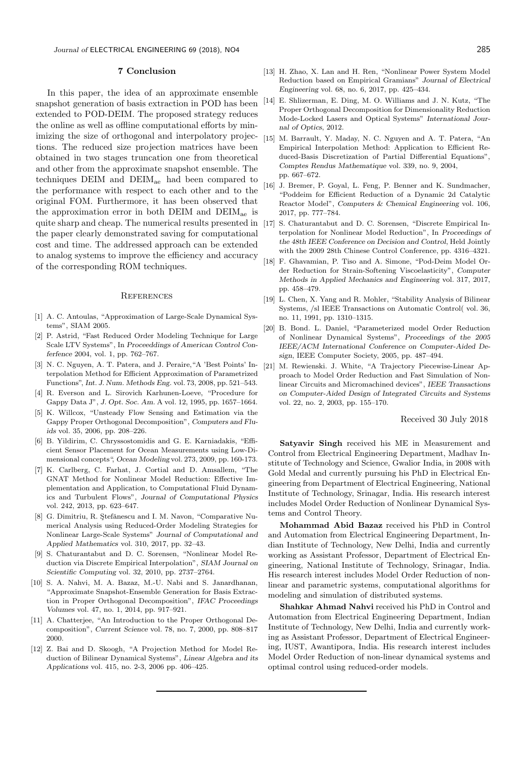## 7 Conclusion

In this paper, the idea of an approximate ensemble snapshot generation of basis extraction in POD has been extended to POD-DEIM. The proposed strategy reduces the online as well as offline computational efforts by minimizing the size of orthogonal and interpolatory projections. The reduced size projection matrices have been obtained in two stages truncation one from theoretical and other from the approximate snapshot ensemble. The techniques DEIM and $\text{DEIM}_{\text{ae}}$ had been compared to the performance with respect to each other and to the original FOM. Furthermore, it has been observed that the approximation error in both DEIM and $\text{DEIM}_{\text{ae}}$ is quite sharp and cheap. The numerical results presented in the paper clearly demonstrated saving for computational cost and time. The addressed approach can be extended to analog systems to improve the efficiency and accuracy of the corresponding ROM techniques.

## References

[1] A. C. Antoulas, "Approximation of Large-Scale Dynamical Systems", SIAM 2005.

[2] P. Astrid, "Fast Reduced Order Modeling Technique for Large Scale LTV Systems", In *Proceeddings of American Control Conferfence* 2004, vol. 1, pp. 762–767.

[3] N. C. Nguyen, A. T. Patera, and J. Peraire,"A 'Best Points' Interpolation Method for Efficient Approximation of Parametrized Functions", *Int. J. Num. Methods Eng.* vol. 73, 2008, pp. 521–543.

[4] R. Everson and L. Sirovich Karhunen-Loeve, "Procedure for Gappy Data J", *J. Opt. Soc. Am.* A vol. 12, 1995, pp. 1657–1664.

[5] K. Willcox, "Unsteady Flow Sensing and Estimation via the Gappy Proper Orthogonal Decomposition", *Computers and Fluids* vol. 35, 2006, pp. 208–226.

[6] B. Yildirim, C. Chryssostomidis and G. E. Karniadakis, "Efficient Sensor Placement for Ocean Measurements using Low-Dimensional concepts", *Ocean Modeling* vol. 273, 2009, pp. 160-173.

[7] K. Carlberg, C. Farhat, J. Cortial and D. Amsallem, "The GNAT Method for Nonlinear Model Reduction: Effective Implementation and Application, to Computational Fluid Dynamics and Turbulent Flows", *Journal of Computational Physics* vol. 242, 2013, pp. 623–647.

[8] G. Dimitriu, R. Ştefănescu and I. M. Navon, "Comparative Numerical Analysis using Reduced-Order Modeling Strategies for Nonlinear Large-Scale Systems" *Journal of Computational and Applied Mathematics* vol. 310, 2017, pp. 32–43.

[9] S. Chaturantabut and D. C. Sorensen, "Nonlinear Model Reduction via Discrete Empirical Interpolation", *SIAM Journal on Scientific Computing* vol. 32, 2010, pp. 2737–2764.

[10] S. A. Nahvi, M. A. Bazaz, M.-U. Nabi and S. Janardhanan, "Approximate Snapshot-Ensemble Generation for Basis Extraction in Proper Orthogonal Decomposition", *IFAC Proceedings Volumes* vol. 47, no. 1, 2014, pp. 917–921.

[11] A. Chatterjee, "An Introduction to the Proper Orthogonal Decomposition", *Current Science* vol. 78, no. 7, 2000, pp. 808–817 2000.

[12] Z. Bai and D. Skoogh, "A Projection Method for Model Reduction of Bilinear Dynamical Systems", *Linear Algebra and its Applications* vol. 415, no. 2-3, 2006 pp. 406–425.

[13] H. Zhao, X. Lan and H. Ren, "Nonlinear Power System Model Reduction based on Empirical Gramians" *Journal of Electrical Engineering* vol. 68, no. 6, 2017, pp. 425–434.

[14] E. Shlizerman, E. Ding, M. O. Williams and J. N. Kutz, "The Proper Orthogonal Decomposition for Dimensionality Reduction Mode-Locked Lasers and Optical Systems" *International Journal of Optics*, 2012.

[15] M. Barrault, Y. Maday, N. C. Nguyen and A. T. Patera, "An Empirical Interpolation Method: Application to Efficient Reduced-Basis Discretization of Partial Differential Equations", *Comptes Rendus Mathematique* vol. 339, no. 9, 2004, pp. 667–672.

[16] J. Bremer, P. Goyal, L. Feng, P. Benner and K. Sundmacher, "Poddeim for Efficient Reduction of a Dynamic 2d Catalytic Reactor Model", *Computers & Chemical Engineering* vol. 106, 2017, pp. 777–784.

[17] S. Chaturantabut and D. C. Sorensen, "Discrete Empirical Interpolation for Nonlinear Model Reduction", In *Proceedings of the 48th IEEE Conference on Decision and Control*, Held Jointly with the 2009 28th Chinese Control Conference, pp. 4316–4321.

[18] F. Ghavamian, P. Tiso and A. Simone, "Pod-Deim Model Order Reduction for Strain-Softening Viscoelasticity", *Computer Methods in Applied Mechanics and Engineering* vol. 317, 2017, pp. 458–479.

[19] L. Chen, X. Yang and R. Mohler, "Stability Analysis of Bilinear Systems, /sl IEEE Transactions on Automatic Control( vol. 36, no. 11, 1991, pp. 1310–1315.

[20] B. Bond. L. Daniel, "Parameterized model Order Reduction of Nonlinear Dynamical Systems", *Proceedings of the 2005 IEEE/ACM International Conference on Computer-Aided Design*, IEEE Computer Society, 2005, pp. 487–494.

[21] M. Rewienski. J. White, "A Trajectory Piecewise-Linear Approach to Model Order Reduction and Fast Simulation of Nonlinear Circuits and Micromachined devices", *IEEE Transactions on Computer-Aided Design of Integrated Circuits and Systems* vol. 22, no. 2, 2003, pp. 155–170.

Received 30 July 2018

**Satyavir Singh** received his ME in Measurement and Control from Electrical Engineering Department, Madhav Institute of Technology and Science, Gwalior India, in 2008 with Gold Medal and currently pursuing his PhD in Electrical Engineering from Department of Electrical Engineering, National Institute of Technology, Srinagar, India. His research interest includes Model Order Reduction of Nonlinear Dynamical Systems and Control Theory.

**Mohammad Abid Bazaz** received his PhD in Control and Automation from Electrical Engineering Department, Indian Institute of Technology, New Delhi, India and currently working as Assistant Professor, Department of Electrical Engineering, National Institute of Technology, Srinagar, India. His research interest includes Model Order Reduction of nonlinear and parametric systems, computational algorithms for modeling and simulation of distributed systems.

**Shahkar Ahmad Nahvi** received his PhD in Control and Automation from Electrical Engineering Department, Indian Institute of Technology, New Delhi, India and currently working as Assistant Professor, Department of Electrical Engineering, IUST, Awantipora, India. His research interest includes Model Order Reduction of non-linear dynamical systems and optimal control using reduced-order models.